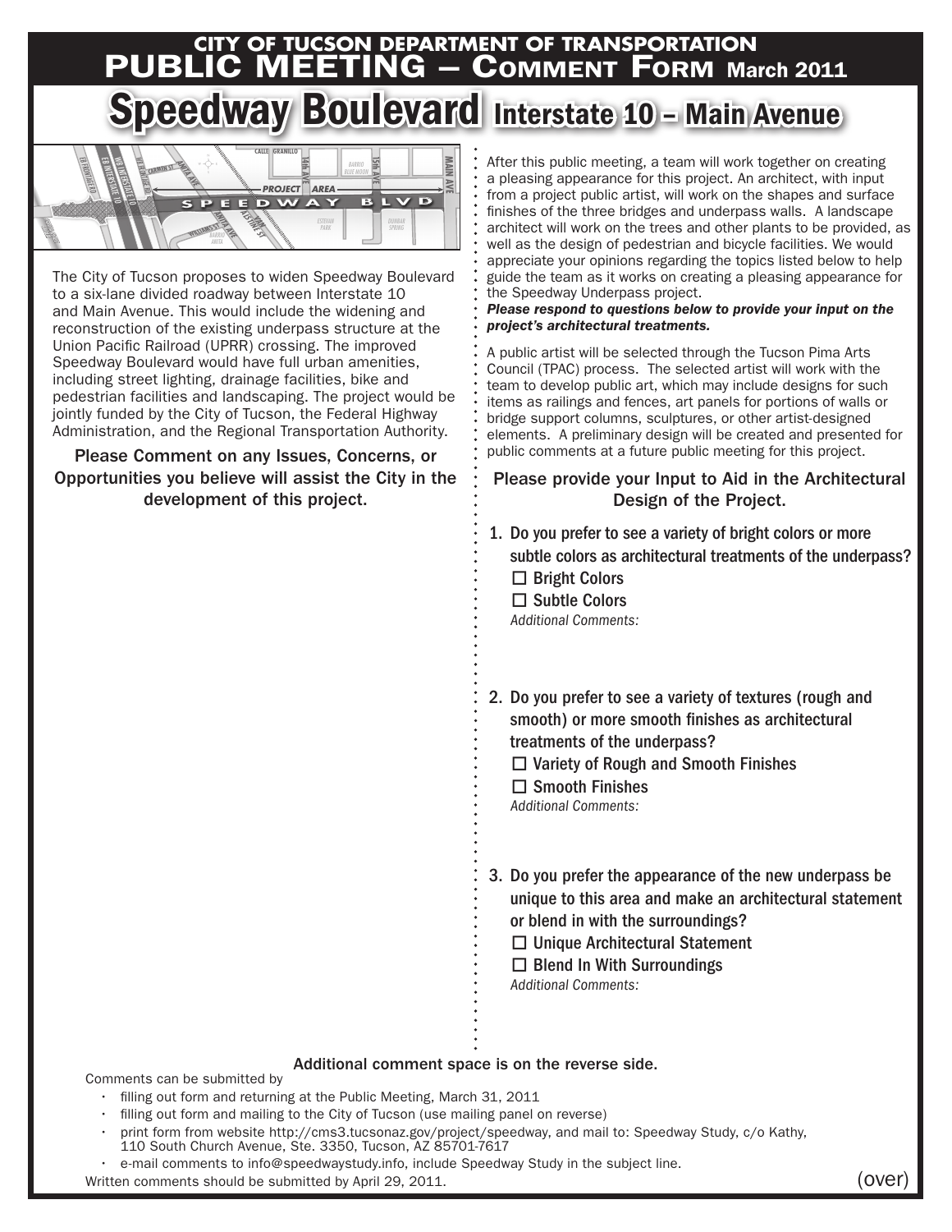# CITY OF TUCSON DEPARTMENT OF TRANSPORTATION
# PUBLIC MEETING – COMMENT FORM March 2011

## Speedway Boulevard Interstate 10 – Main Avenue

The City of Tucson proposes to widen Speedway Boulevard to a six-lane divided roadway between Interstate 10 and Main Avenue. This would include the widening and reconstruction of the existing underpass structure at the Union Pacific Railroad (UPRR) crossing. The improved Speedway Boulevard would have full urban amenities, including street lighting, drainage facilities, bike and pedestrian facilities and landscaping. The project would be jointly funded by the City of Tucson, the Federal Highway Administration, and the Regional Transportation Authority.

**Please Comment on any Issues, Concerns, or Opportunities you believe will assist the City in the development of this project.**

After this public meeting, a team will work together on creating a pleasing appearance for this project. An architect, with input from a project public artist, will work on the shapes and surface finishes of the three bridges and underpass walls. A landscape architect will work on the trees and other plants to be provided, as well as the design of pedestrian and bicycle facilities. We would appreciate your opinions regarding the topics listed below to help guide the team as it works on creating a pleasing appearance for the Speedway Underpass project.

***Please respond to questions below to provide your input on the project's architectural treatments.***

A public artist will be selected through the Tucson Pima Arts Council (TPAC) process. The selected artist will work with the team to develop public art, which may include designs for such items as railings and fences, art panels for portions of walls or bridge support columns, sculptures, or other artist-designed elements. A preliminary design will be created and presented for public comments at a future public meeting for this project.

**Please provide your Input to Aid in the Architectural Design of the Project.**

1. Do you prefer to see a variety of bright colors or more subtle colors as architectural treatments of the underpass?
   - ☐ Bright Colors
   - ☐ Subtle Colors

   *Additional Comments:*

2. Do you prefer to see a variety of textures (rough and smooth) or more smooth finishes as architectural treatments of the underpass?
   - ☐ Variety of Rough and Smooth Finishes
   - ☐ Smooth Finishes

   *Additional Comments:*

3. Do you prefer the appearance of the new underpass be unique to this area and make an architectural statement or blend in with the surroundings?
   - ☐ Unique Architectural Statement
   - ☐ Blend In With Surroundings

   *Additional Comments:*

**Additional comment space is on the reverse side.**

Comments can be submitted by

- filling out form and returning at the Public Meeting, March 31, 2011
- filling out form and mailing to the City of Tucson (use mailing panel on reverse)
- print form from website http://cms3.tucsonaz.gov/project/speedway, and mail to: Speedway Study, c/o Kathy, 110 South Church Avenue, Ste. 3350, Tucson, AZ 85701-7617
- e-mail comments to info@speedwaystudy.info, include Speedway Study in the subject line.

Written comments should be submitted by April 29, 2011.

(over)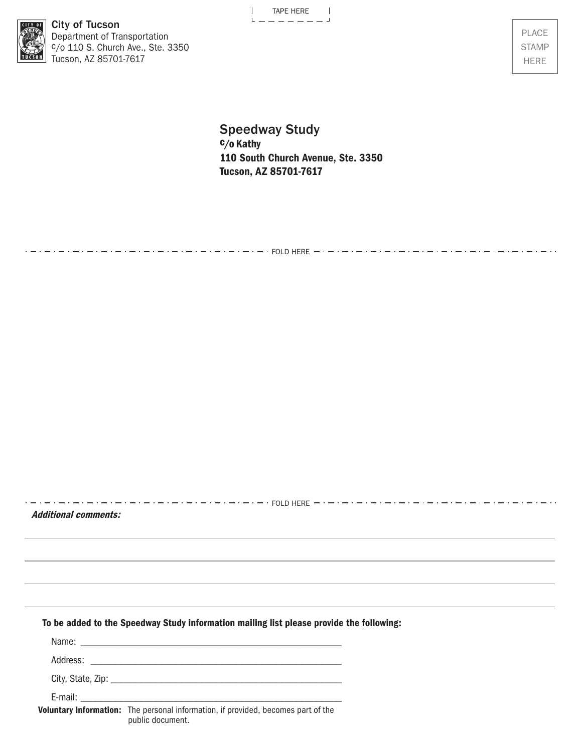TAPE HERE

City of Tucson
Department of Transportation
c/o 110 S. Church Ave., Ste. 3350
Tucson, AZ 85701-7617

PLACE STAMP HERE

**Speedway Study**
**c/o Kathy**
**110 South Church Avenue, Ste. 3350**
**Tucson, AZ 85701-7617**

FOLD HERE

FOLD HERE

***Additional comments:***

______________________________________________________________________

______________________________________________________________________

______________________________________________________________________

______________________________________________________________________

**To be added to the Speedway Study information mailing list please provide the following:**

Name: ___________________________________________________________

Address: _________________________________________________________

City, State, Zip: ___________________________________________________

E-mail: ___________________________________________________________

**Voluntary Information:** The personal information, if provided, becomes part of the public document.